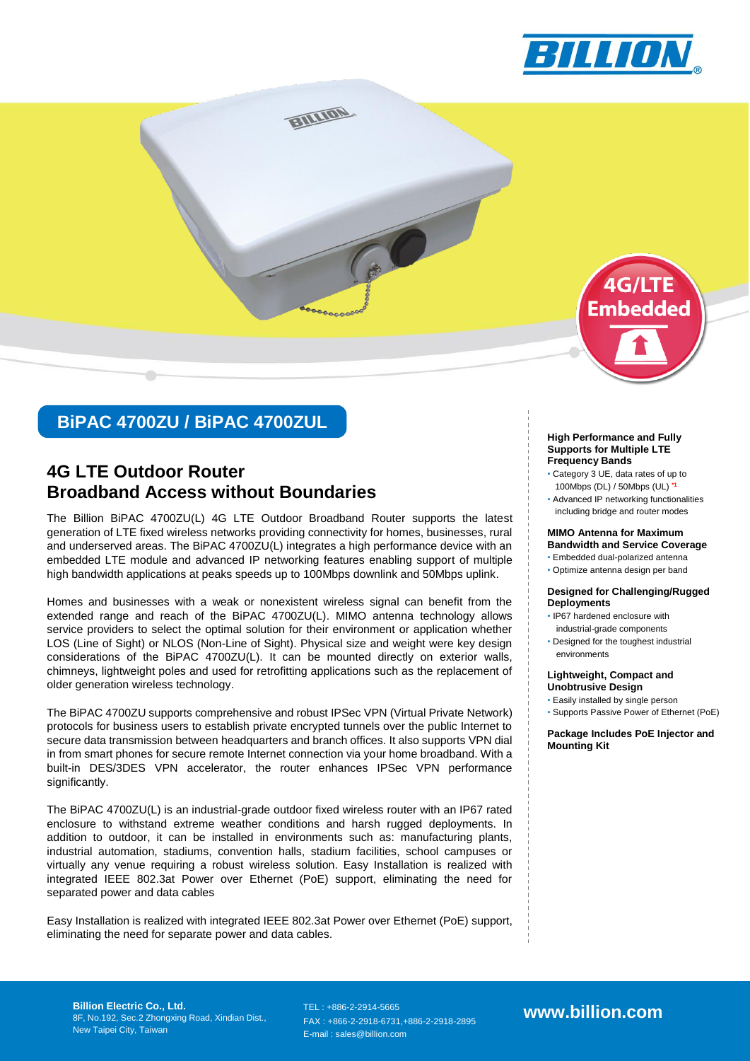# BiPAC 4700ZU / BiPAC 4700ZUL

## 4G LTE Outdoor Router
## Broadband Access without Boundaries

The Billion BiPAC 4700ZU(L) 4G LTE Outdoor Broadband Router supports the latest generation of LTE fixed wireless networks providing connectivity for homes, businesses, rural and underserved areas. The BiPAC 4700ZU(L) integrates a high performance device with an embedded LTE module and advanced IP networking features enabling support of multiple high bandwidth applications at peaks speeds up to 100Mbps downlink and 50Mbps uplink.

Homes and businesses with a weak or nonexistent wireless signal can benefit from the extended range and reach of the BiPAC 4700ZU(L). MIMO antenna technology allows service providers to select the optimal solution for their environment or application whether LOS (Line of Sight) or NLOS (Non-Line of Sight). Physical size and weight were key design considerations of the BiPAC 4700ZU(L). It can be mounted directly on exterior walls, chimneys, lightweight poles and used for retrofitting applications such as the replacement of older generation wireless technology.

The BiPAC 4700ZU supports comprehensive and robust IPSec VPN (Virtual Private Network) protocols for business users to establish private encrypted tunnels over the public Internet to secure data transmission between headquarters and branch offices. It also supports VPN dial in from smart phones for secure remote Internet connection via your home broadband. With a built-in DES/3DES VPN accelerator, the router enhances IPSec VPN performance significantly.

The BiPAC 4700ZU(L) is an industrial-grade outdoor fixed wireless router with an IP67 rated enclosure to withstand extreme weather conditions and harsh rugged deployments. In addition to outdoor, it can be installed in environments such as: manufacturing plants, industrial automation, stadiums, convention halls, stadium facilities, school campuses or virtually any venue requiring a robust wireless solution. Easy Installation is realized with integrated IEEE 802.3at Power over Ethernet (PoE) support, eliminating the need for separated power and data cables

Easy Installation is realized with integrated IEEE 802.3at Power over Ethernet (PoE) support, eliminating the need for separate power and data cables.

**High Performance and Fully Supports for Multiple LTE Frequency Bands**

- Category 3 UE, data rates of up to 100Mbps (DL) / 50Mbps (UL) *1
- Advanced IP networking functionalities including bridge and router modes

**MIMO Antenna for Maximum Bandwidth and Service Coverage**

- Embedded dual-polarized antenna
- Optimize antenna design per band

**Designed for Challenging/Rugged Deployments**

- IP67 hardened enclosure with industrial-grade components
- Designed for the toughest industrial environments

**Lightweight, Compact and Unobtrusive Design**

- Easily installed by single person
- Supports Passive Power of Ethernet (PoE)

**Package Includes PoE Injector and Mounting Kit**

**Billion Electric Co., Ltd.**
8F, No.192, Sec.2 Zhongxing Road, Xindian Dist., New Taipei City, Taiwan

TEL : +886-2-2914-5665
FAX : +866-2-2918-6731,+886-2-2918-2895
E-mail : sales@billion.com

**www.billion.com**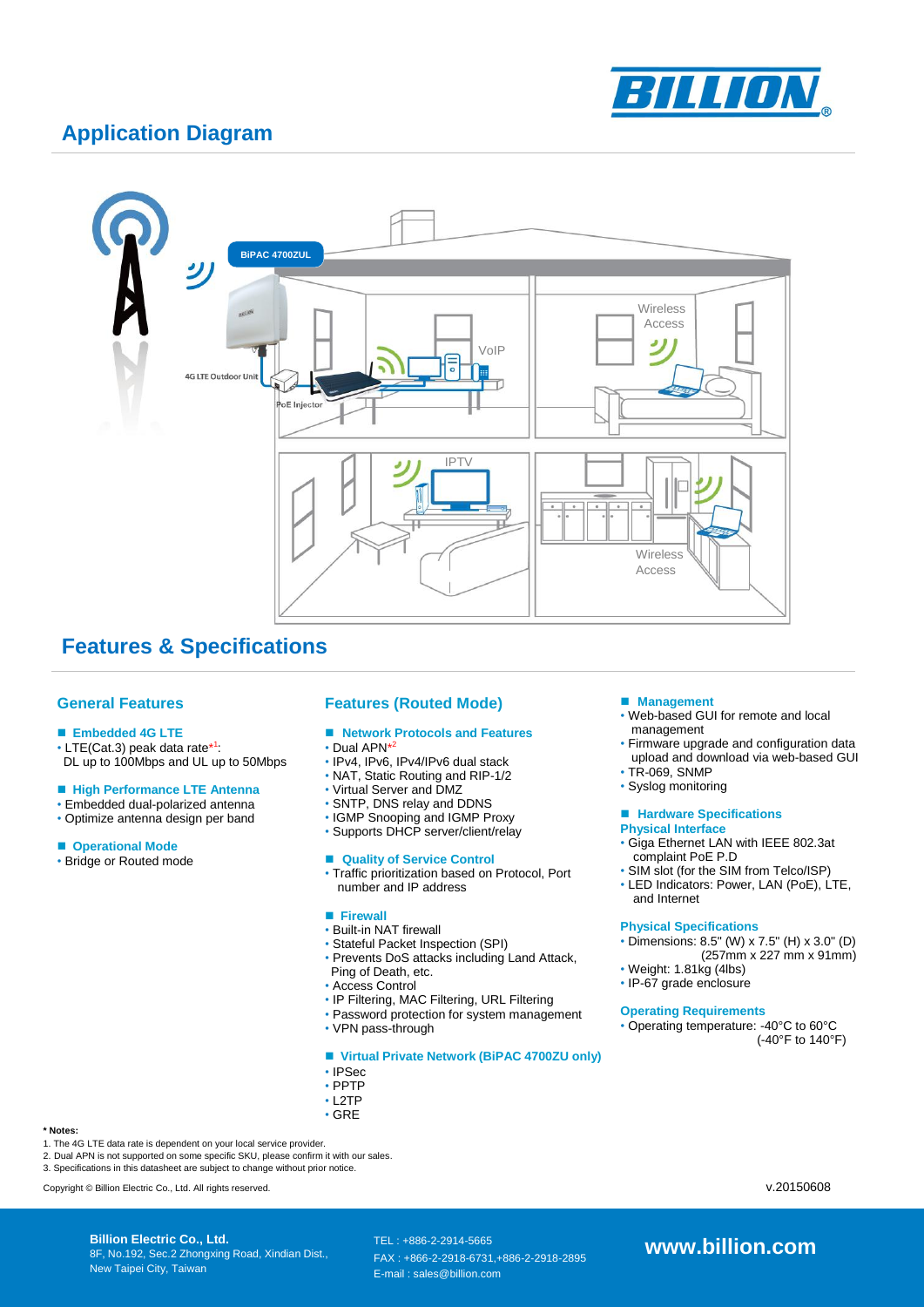## Application Diagram

BiPAC 4700ZUL

4G LTE Outdoor Unit

PoE Injector

VoIP

Wireless Access

IPTV

Wireless Access

## Features & Specifications

### General Features

**Embedded 4G LTE**
- LTE(Cat.3) peak data rate*[1]: DL up to 100Mbps and UL up to 50Mbps

**High Performance LTE Antenna**
- Embedded dual-polarized antenna
- Optimize antenna design per band

**Operational Mode**
- Bridge or Routed mode

### Features (Routed Mode)

**Network Protocols and Features**
- Dual APN*[2]
- IPv4, IPv6, IPv4/IPv6 dual stack
- NAT, Static Routing and RIP-1/2
- Virtual Server and DMZ
- SNTP, DNS relay and DDNS
- IGMP Snooping and IGMP Proxy
- Supports DHCP server/client/relay

**Quality of Service Control**
- Traffic prioritization based on Protocol, Port number and IP address

**Firewall**
- Built-in NAT firewall
- Stateful Packet Inspection (SPI)
- Prevents DoS attacks including Land Attack, Ping of Death, etc.
- Access Control
- IP Filtering, MAC Filtering, URL Filtering
- Password protection for system management
- VPN pass-through

**Virtual Private Network (BiPAC 4700ZU only)**
- IPSec
- PPTP
- L2TP
- GRE

**Management**
- Web-based GUI for remote and local management
- Firmware upgrade and configuration data upload and download via web-based GUI
- TR-069, SNMP
- Syslog monitoring

**Hardware Specifications**

**Physical Interface**
- Giga Ethernet LAN with IEEE 802.3at complaint PoE P.D
- SIM slot (for the SIM from Telco/ISP)
- LED Indicators: Power, LAN (PoE), LTE, and Internet

**Physical Specifications**
- Dimensions: 8.5" (W) x 7.5" (H) x 3.0" (D) (257mm x 227 mm x 91mm)
- Weight: 1.81kg (4lbs)
- IP-67 grade enclosure

**Operating Requirements**
- Operating temperature: -40°C to 60°C (-40°F to 140°F)

**\* Notes:**
1. The 4G LTE data rate is dependent on your local service provider.
2. Dual APN is not supported on some specific SKU, please confirm it with our sales.
3. Specifications in this datasheet are subject to change without prior notice.

Copyright © Billion Electric Co., Ltd. All rights reserved.

v.20150608

**Billion Electric Co., Ltd.**
8F, No.192, Sec.2 Zhongxing Road, Xindian Dist., New Taipei City, Taiwan

TEL : +886-2-2914-5665
FAX : +866-2-2918-6731,+886-2-2918-2895
E-mail : sales@billion.com

**www.billion.com**